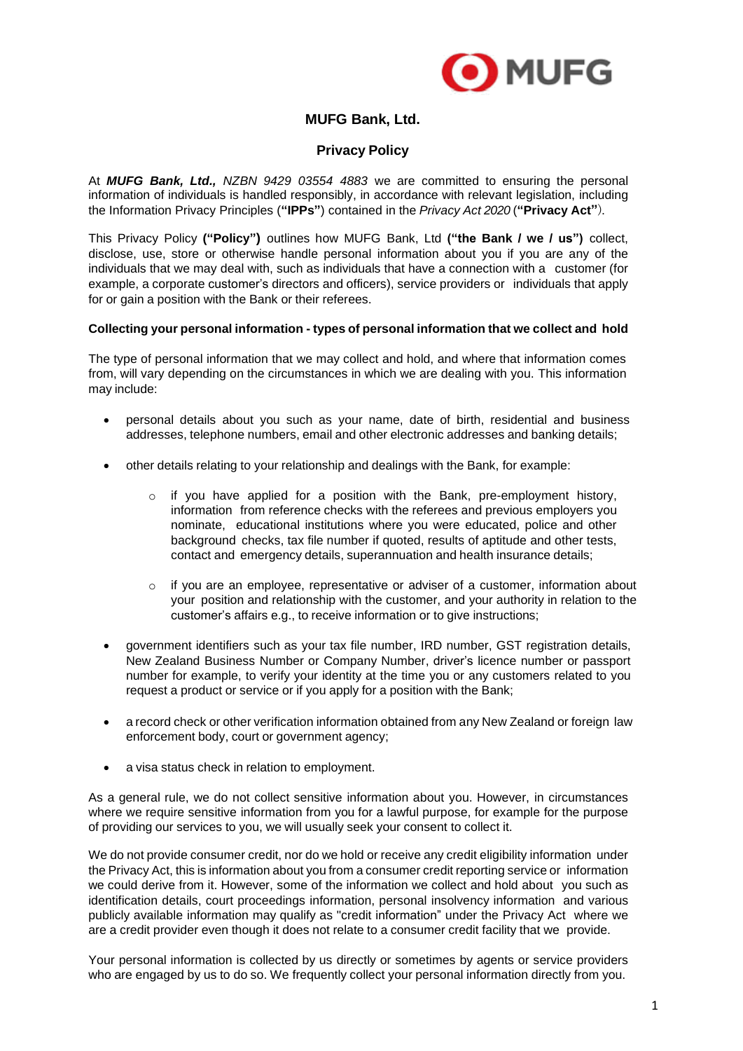# MUFG Bank, Ltd.

## Privacy Policy

At ***MUFG Bank, Ltd.,*** *NZBN 9429 03554 4883* we are committed to ensuring the personal information of individuals is handled responsibly, in accordance with relevant legislation, including the Information Privacy Principles (**"IPPs"**) contained in the *Privacy Act 2020* (**"Privacy Act"**).

This Privacy Policy **("Policy")** outlines how MUFG Bank, Ltd **("the Bank / we / us")** collect, disclose, use, store or otherwise handle personal information about you if you are any of the individuals that we may deal with, such as individuals that have a connection with a customer (for example, a corporate customer's directors and officers), service providers or individuals that apply for or gain a position with the Bank or their referees.

**Collecting your personal information - types of personal information that we collect and hold**

The type of personal information that we may collect and hold, and where that information comes from, will vary depending on the circumstances in which we are dealing with you. This information may include:

- personal details about you such as your name, date of birth, residential and business addresses, telephone numbers, email and other electronic addresses and banking details;
- other details relating to your relationship and dealings with the Bank, for example:
    - if you have applied for a position with the Bank, pre-employment history, information from reference checks with the referees and previous employers you nominate, educational institutions where you were educated, police and other background checks, tax file number if quoted, results of aptitude and other tests, contact and emergency details, superannuation and health insurance details;
    - if you are an employee, representative or adviser of a customer, information about your position and relationship with the customer, and your authority in relation to the customer's affairs e.g., to receive information or to give instructions;
- government identifiers such as your tax file number, IRD number, GST registration details, New Zealand Business Number or Company Number, driver's licence number or passport number for example, to verify your identity at the time you or any customers related to you request a product or service or if you apply for a position with the Bank;
- a record check or other verification information obtained from any New Zealand or foreign law enforcement body, court or government agency;
- a visa status check in relation to employment.

As a general rule, we do not collect sensitive information about you. However, in circumstances where we require sensitive information from you for a lawful purpose, for example for the purpose of providing our services to you, we will usually seek your consent to collect it.

We do not provide consumer credit, nor do we hold or receive any credit eligibility information under the Privacy Act, this is information about you from a consumer credit reporting service or information we could derive from it. However, some of the information we collect and hold about you such as identification details, court proceedings information, personal insolvency information and various publicly available information may qualify as "credit information" under the Privacy Act where we are a credit provider even though it does not relate to a consumer credit facility that we provide.

Your personal information is collected by us directly or sometimes by agents or service providers who are engaged by us to do so. We frequently collect your personal information directly from you.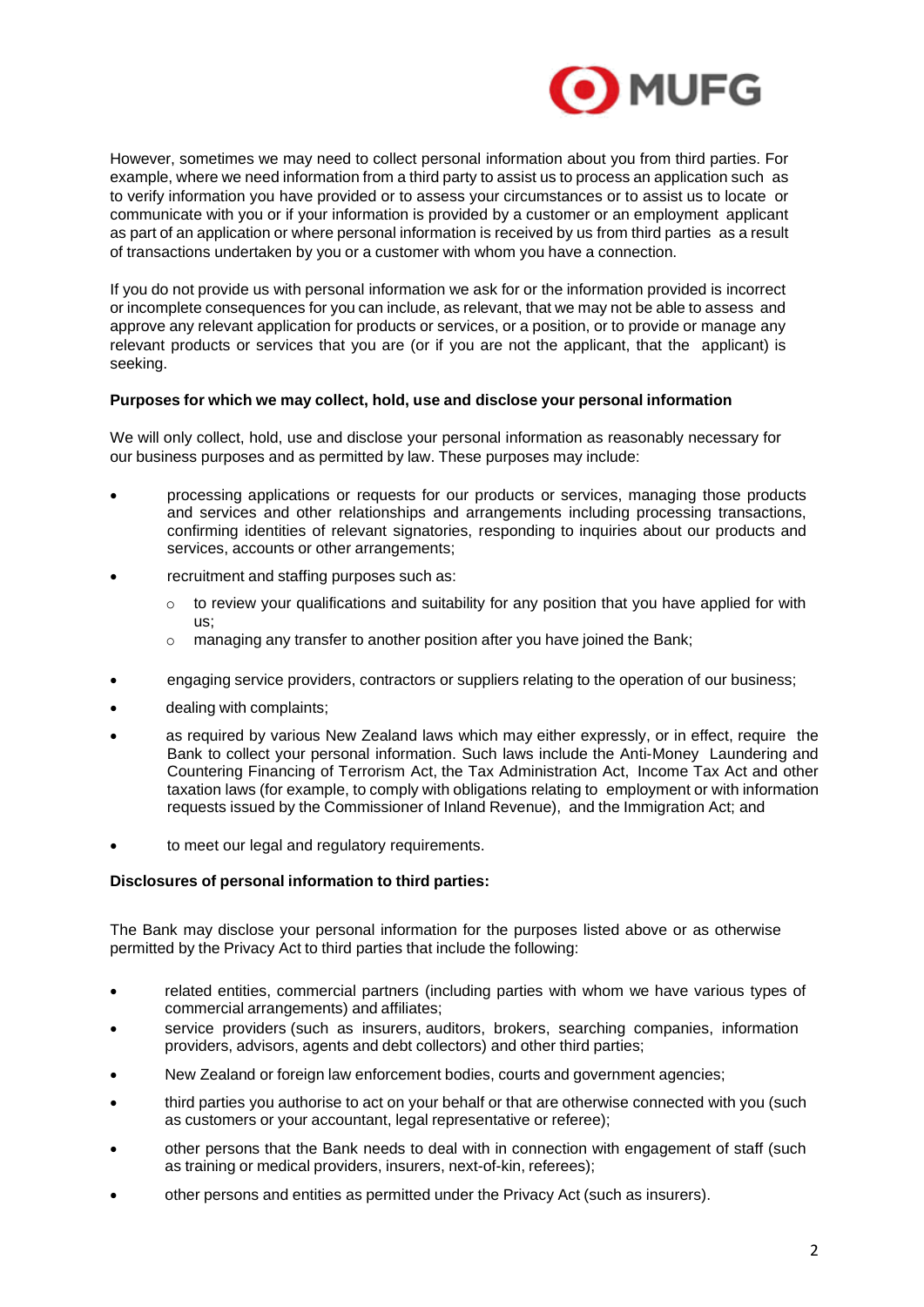However, sometimes we may need to collect personal information about you from third parties. For example, where we need information from a third party to assist us to process an application such as to verify information you have provided or to assess your circumstances or to assist us to locate or communicate with you or if your information is provided by a customer or an employment applicant as part of an application or where personal information is received by us from third parties as a result of transactions undertaken by you or a customer with whom you have a connection.

If you do not provide us with personal information we ask for or the information provided is incorrect or incomplete consequences for you can include, as relevant, that we may not be able to assess and approve any relevant application for products or services, or a position, or to provide or manage any relevant products or services that you are (or if you are not the applicant, that the applicant) is seeking.

**Purposes for which we may collect, hold, use and disclose your personal information**

We will only collect, hold, use and disclose your personal information as reasonably necessary for our business purposes and as permitted by law. These purposes may include:

- processing applications or requests for our products or services, managing those products and services and other relationships and arrangements including processing transactions, confirming identities of relevant signatories, responding to inquiries about our products and services, accounts or other arrangements;
- recruitment and staffing purposes such as:
  - to review your qualifications and suitability for any position that you have applied for with us;
  - managing any transfer to another position after you have joined the Bank;
- engaging service providers, contractors or suppliers relating to the operation of our business;
- dealing with complaints;
- as required by various New Zealand laws which may either expressly, or in effect, require the Bank to collect your personal information. Such laws include the Anti-Money Laundering and Countering Financing of Terrorism Act, the Tax Administration Act, Income Tax Act and other taxation laws (for example, to comply with obligations relating to employment or with information requests issued by the Commissioner of Inland Revenue), and the Immigration Act; and
- to meet our legal and regulatory requirements.

**Disclosures of personal information to third parties:**

The Bank may disclose your personal information for the purposes listed above or as otherwise permitted by the Privacy Act to third parties that include the following:

- related entities, commercial partners (including parties with whom we have various types of commercial arrangements) and affiliates;
- service providers (such as insurers, auditors, brokers, searching companies, information providers, advisors, agents and debt collectors) and other third parties;
- New Zealand or foreign law enforcement bodies, courts and government agencies;
- third parties you authorise to act on your behalf or that are otherwise connected with you (such as customers or your accountant, legal representative or referee);
- other persons that the Bank needs to deal with in connection with engagement of staff (such as training or medical providers, insurers, next-of-kin, referees);
- other persons and entities as permitted under the Privacy Act (such as insurers).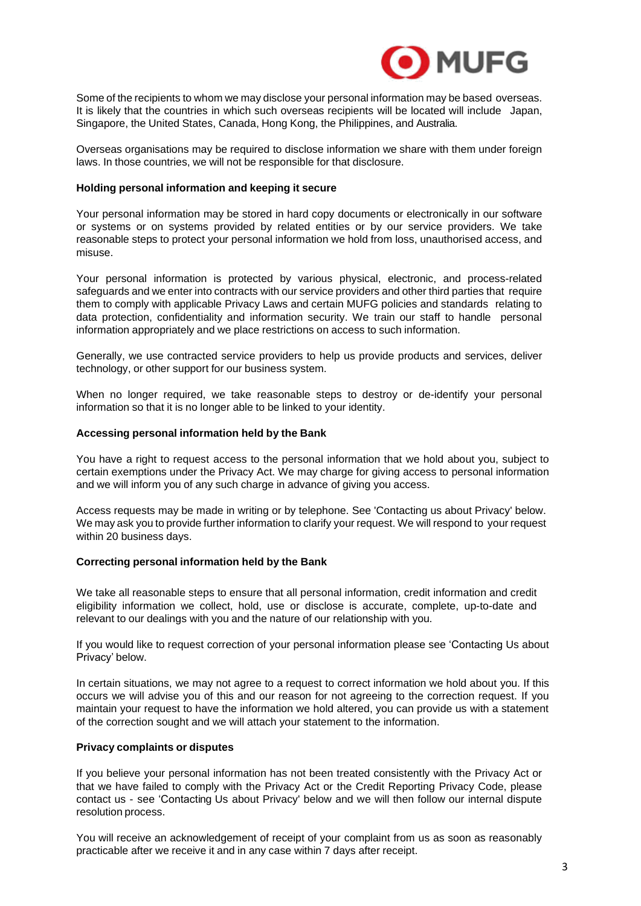Some of the recipients to whom we may disclose your personal information may be based overseas. It is likely that the countries in which such overseas recipients will be located will include Japan, Singapore, the United States, Canada, Hong Kong, the Philippines, and Australia.

Overseas organisations may be required to disclose information we share with them under foreign laws. In those countries, we will not be responsible for that disclosure.

**Holding personal information and keeping it secure**

Your personal information may be stored in hard copy documents or electronically in our software or systems or on systems provided by related entities or by our service providers. We take reasonable steps to protect your personal information we hold from loss, unauthorised access, and misuse.

Your personal information is protected by various physical, electronic, and process-related safeguards and we enter into contracts with our service providers and other third parties that require them to comply with applicable Privacy Laws and certain MUFG policies and standards relating to data protection, confidentiality and information security. We train our staff to handle personal information appropriately and we place restrictions on access to such information.

Generally, we use contracted service providers to help us provide products and services, deliver technology, or other support for our business system.

When no longer required, we take reasonable steps to destroy or de-identify your personal information so that it is no longer able to be linked to your identity.

**Accessing personal information held by the Bank**

You have a right to request access to the personal information that we hold about you, subject to certain exemptions under the Privacy Act. We may charge for giving access to personal information and we will inform you of any such charge in advance of giving you access.

Access requests may be made in writing or by telephone. See 'Contacting us about Privacy' below. We may ask you to provide further information to clarify your request. We will respond to your request within 20 business days.

**Correcting personal information held by the Bank**

We take all reasonable steps to ensure that all personal information, credit information and credit eligibility information we collect, hold, use or disclose is accurate, complete, up-to-date and relevant to our dealings with you and the nature of our relationship with you.

If you would like to request correction of your personal information please see 'Contacting Us about Privacy' below.

In certain situations, we may not agree to a request to correct information we hold about you. If this occurs we will advise you of this and our reason for not agreeing to the correction request. If you maintain your request to have the information we hold altered, you can provide us with a statement of the correction sought and we will attach your statement to the information.

**Privacy complaints or disputes**

If you believe your personal information has not been treated consistently with the Privacy Act or that we have failed to comply with the Privacy Act or the Credit Reporting Privacy Code, please contact us - see 'Contacting Us about Privacy' below and we will then follow our internal dispute resolution process.

You will receive an acknowledgement of receipt of your complaint from us as soon as reasonably practicable after we receive it and in any case within 7 days after receipt.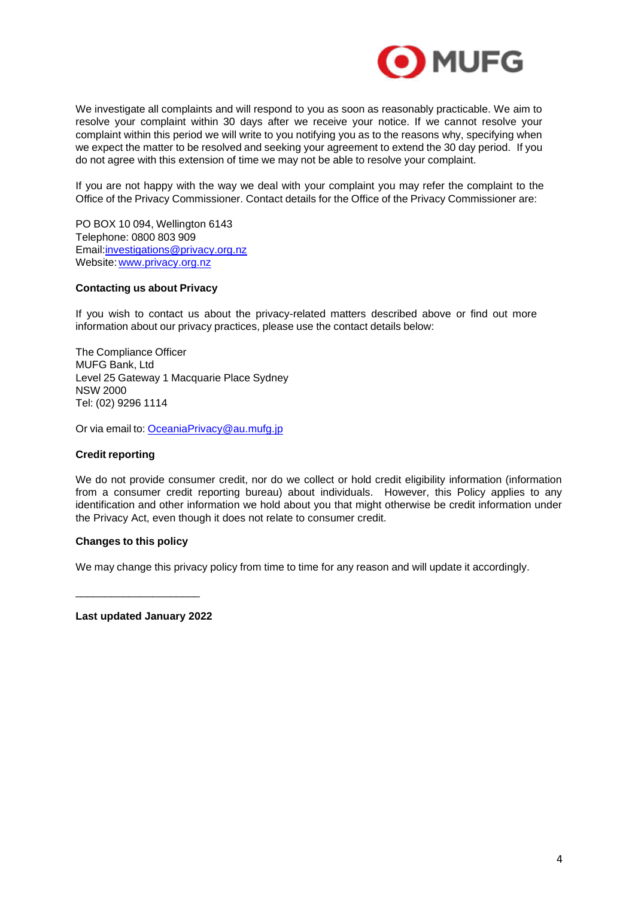We investigate all complaints and will respond to you as soon as reasonably practicable. We aim to resolve your complaint within 30 days after we receive your notice. If we cannot resolve your complaint within this period we will write to you notifying you as to the reasons why, specifying when we expect the matter to be resolved and seeking your agreement to extend the 30 day period. If you do not agree with this extension of time we may not be able to resolve your complaint.

If you are not happy with the way we deal with your complaint you may refer the complaint to the Office of the Privacy Commissioner. Contact details for the Office of the Privacy Commissioner are:

PO BOX 10 094, Wellington 6143
Telephone: 0800 803 909
Email:investigations@privacy.org.nz
Website: www.privacy.org.nz

**Contacting us about Privacy**

If you wish to contact us about the privacy-related matters described above or find out more information about our privacy practices, please use the contact details below:

The Compliance Officer
MUFG Bank, Ltd
Level 25 Gateway 1 Macquarie Place Sydney
NSW 2000
Tel: (02) 9296 1114

Or via email to: OceaniaPrivacy@au.mufg.jp

**Credit reporting**

We do not provide consumer credit, nor do we collect or hold credit eligibility information (information from a consumer credit reporting bureau) about individuals. However, this Policy applies to any identification and other information we hold about you that might otherwise be credit information under the Privacy Act, even though it does not relate to consumer credit.

**Changes to this policy**

We may change this privacy policy from time to time for any reason and will update it accordingly.

---

**Last updated January 2022**